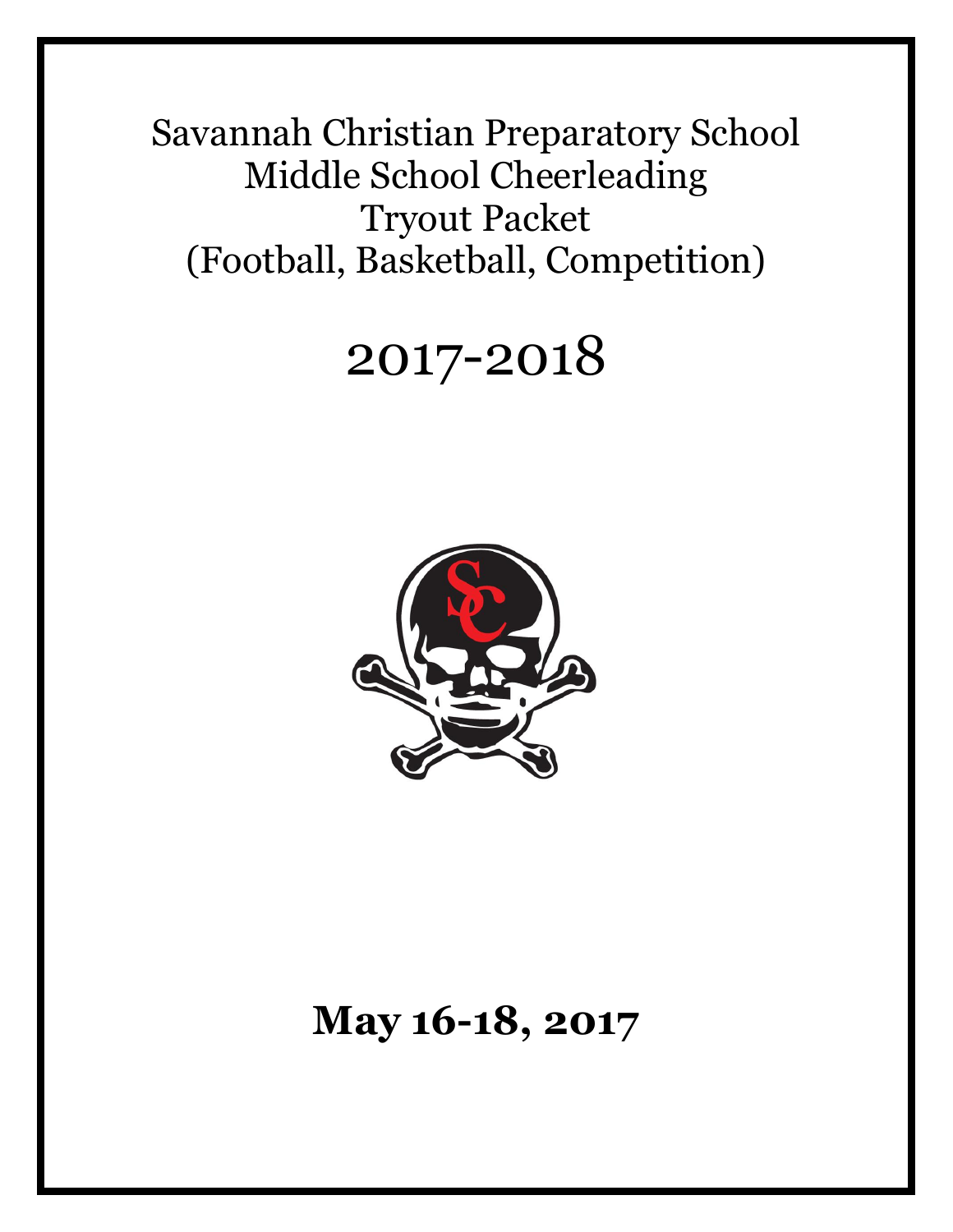# Savannah Christian Preparatory School
# Middle School Cheerleading
# Tryout Packet
# (Football, Basketball, Competition)

# 2017-2018

**May 16-18, 2017**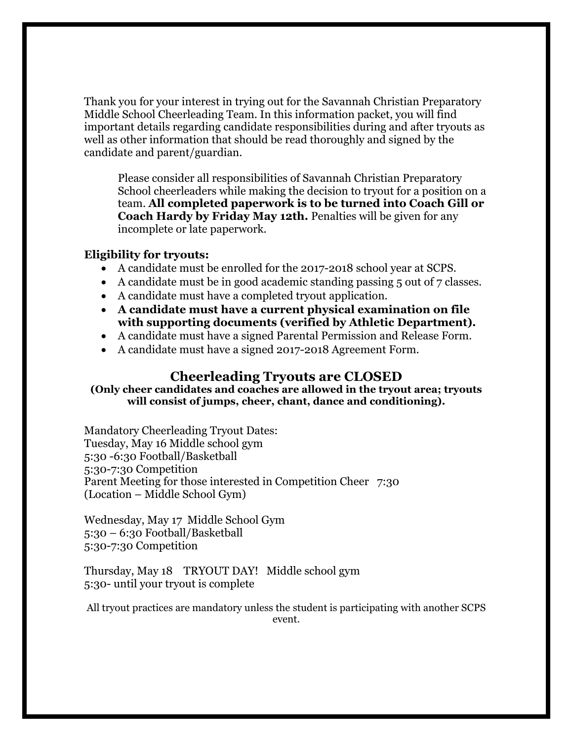Thank you for your interest in trying out for the Savannah Christian Preparatory Middle School Cheerleading Team. In this information packet, you will find important details regarding candidate responsibilities during and after tryouts as well as other information that should be read thoroughly and signed by the candidate and parent/guardian.

> Please consider all responsibilities of Savannah Christian Preparatory School cheerleaders while making the decision to tryout for a position on a team. **All completed paperwork is to be turned into Coach Gill or Coach Hardy by Friday May 12th.** Penalties will be given for any incomplete or late paperwork.

**Eligibility for tryouts:**

- A candidate must be enrolled for the 2017-2018 school year at SCPS.
- A candidate must be in good academic standing passing 5 out of 7 classes.
- A candidate must have a completed tryout application.
- **A candidate must have a current physical examination on file with supporting documents (verified by Athletic Department).**
- A candidate must have a signed Parental Permission and Release Form.
- A candidate must have a signed 2017-2018 Agreement Form.

## Cheerleading Tryouts are CLOSED

**(Only cheer candidates and coaches are allowed in the tryout area; tryouts will consist of jumps, cheer, chant, dance and conditioning).**

Mandatory Cheerleading Tryout Dates:
Tuesday, May 16 Middle school gym
5:30 -6:30 Football/Basketball
5:30-7:30 Competition
Parent Meeting for those interested in Competition Cheer 7:30
(Location – Middle School Gym)

Wednesday, May 17 Middle School Gym
5:30 – 6:30 Football/Basketball
5:30-7:30 Competition

Thursday, May 18 TRYOUT DAY! Middle school gym
5:30- until your tryout is complete

All tryout practices are mandatory unless the student is participating with another SCPS event.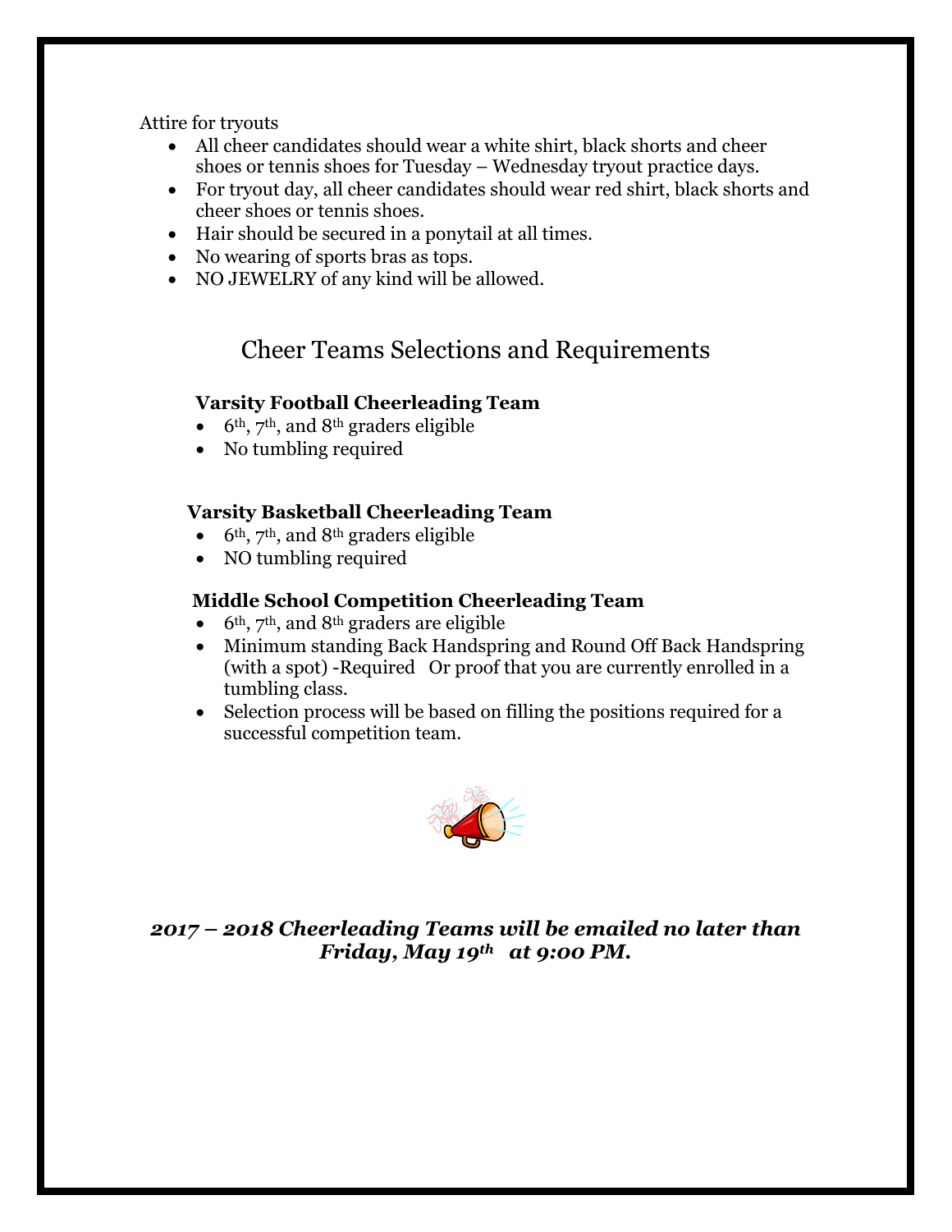Attire for tryouts

- All cheer candidates should wear a white shirt, black shorts and cheer shoes or tennis shoes for Tuesday – Wednesday tryout practice days.
- For tryout day, all cheer candidates should wear red shirt, black shorts and cheer shoes or tennis shoes.
- Hair should be secured in a ponytail at all times.
- No wearing of sports bras as tops.
- NO JEWELRY of any kind will be allowed.

## Cheer Teams Selections and Requirements

**Varsity Football Cheerleading Team**

- 6th, 7th, and 8th graders eligible
- No tumbling required

**Varsity Basketball Cheerleading Team**

- 6th, 7th, and 8th graders eligible
- NO tumbling required

**Middle School Competition Cheerleading Team**

- 6th, 7th, and 8th graders are eligible
- Minimum standing Back Handspring and Round Off Back Handspring (with a spot) -Required Or proof that you are currently enrolled in a tumbling class.
- Selection process will be based on filling the positions required for a successful competition team.

***2017 – 2018 Cheerleading Teams will be emailed no later than Friday, May 19th at 9:00 PM.***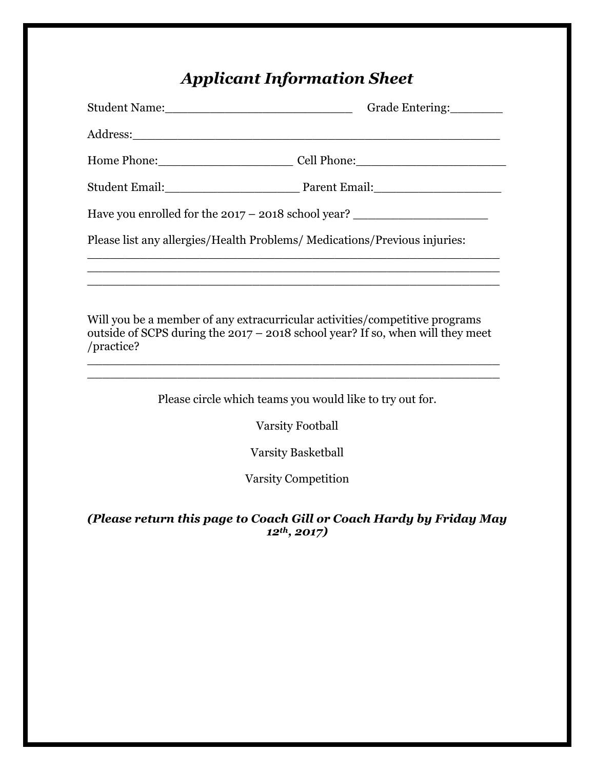# *Applicant Information Sheet*

Student Name:_________________________ Grade Entering:_______

Address:________________________________________________

Home Phone:__________________ Cell Phone:____________________

Student Email:_________________ Parent Email:________________

Have you enrolled for the 2017 – 2018 school year? __________________

Please list any allergies/Health Problems/ Medications/Previous injuries:
______________________________________________________
______________________________________________________
______________________________________________________

Will you be a member of any extracurricular activities/competitive programs outside of SCPS during the 2017 – 2018 school year? If so, when will they meet /practice?
______________________________________________________
______________________________________________________

Please circle which teams you would like to try out for.

Varsity Football

Varsity Basketball

Varsity Competition

***(Please return this page to Coach Gill or Coach Hardy by Friday May 12th, 2017)***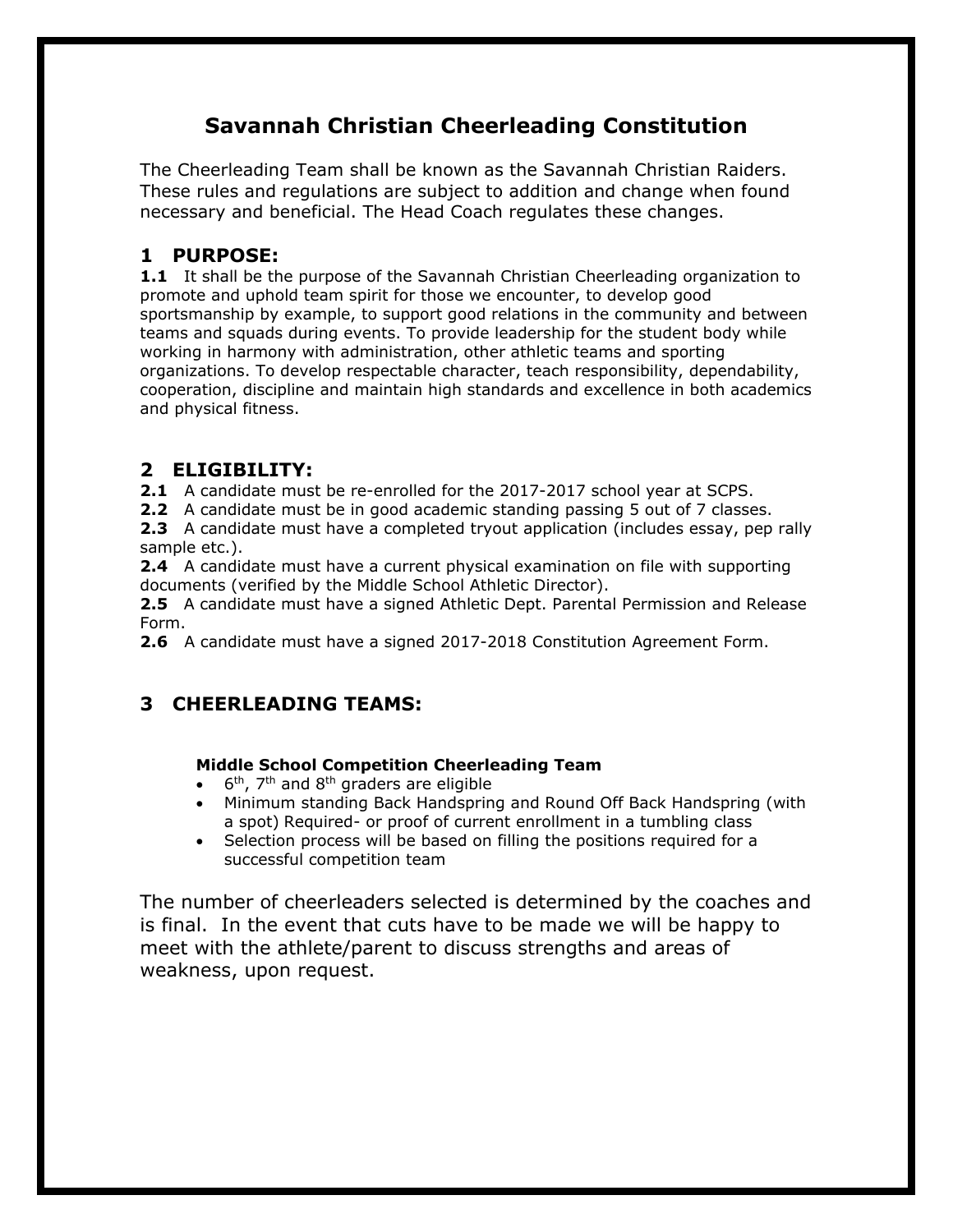# Savannah Christian Cheerleading Constitution

The Cheerleading Team shall be known as the Savannah Christian Raiders. These rules and regulations are subject to addition and change when found necessary and beneficial. The Head Coach regulates these changes.

## 1 PURPOSE:

**1.1** It shall be the purpose of the Savannah Christian Cheerleading organization to promote and uphold team spirit for those we encounter, to develop good sportsmanship by example, to support good relations in the community and between teams and squads during events. To provide leadership for the student body while working in harmony with administration, other athletic teams and sporting organizations. To develop respectable character, teach responsibility, dependability, cooperation, discipline and maintain high standards and excellence in both academics and physical fitness.

## 2 ELIGIBILITY:

**2.1** A candidate must be re-enrolled for the 2017-2017 school year at SCPS.
**2.2** A candidate must be in good academic standing passing 5 out of 7 classes.
**2.3** A candidate must have a completed tryout application (includes essay, pep rally sample etc.).
**2.4** A candidate must have a current physical examination on file with supporting documents (verified by the Middle School Athletic Director).
**2.5** A candidate must have a signed Athletic Dept. Parental Permission and Release Form.
**2.6** A candidate must have a signed 2017-2018 Constitution Agreement Form.

## 3 CHEERLEADING TEAMS:

**Middle School Competition Cheerleading Team**

- 6th, 7th and 8th graders are eligible
- Minimum standing Back Handspring and Round Off Back Handspring (with a spot) Required- or proof of current enrollment in a tumbling class
- Selection process will be based on filling the positions required for a successful competition team

The number of cheerleaders selected is determined by the coaches and is final. In the event that cuts have to be made we will be happy to meet with the athlete/parent to discuss strengths and areas of weakness, upon request.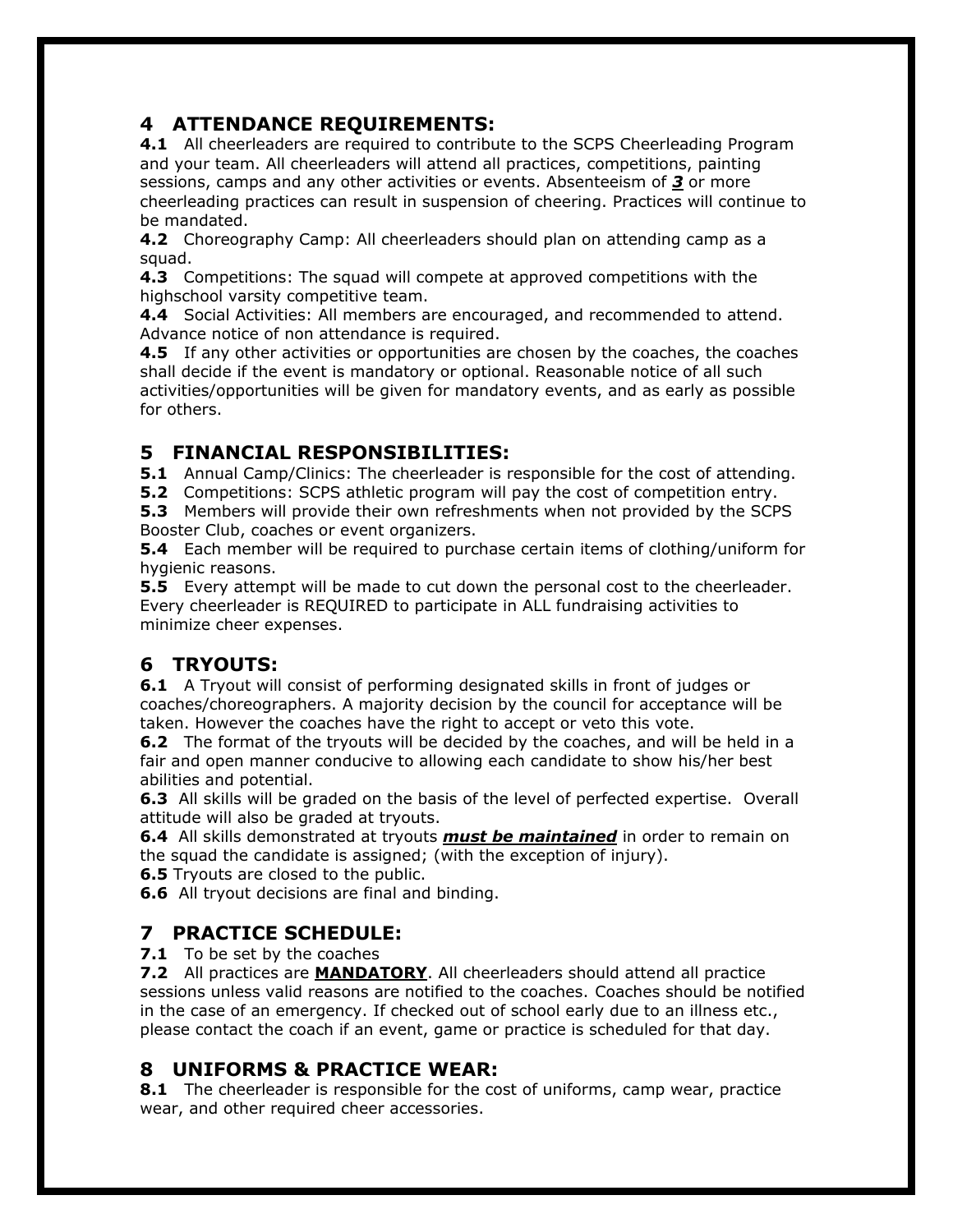## 4 ATTENDANCE REQUIREMENTS:

**4.1** All cheerleaders are required to contribute to the SCPS Cheerleading Program and your team. All cheerleaders will attend all practices, competitions, painting sessions, camps and any other activities or events. Absenteeism of ***3*** or more cheerleading practices can result in suspension of cheering. Practices will continue to be mandated.

**4.2** Choreography Camp: All cheerleaders should plan on attending camp as a squad.

**4.3** Competitions: The squad will compete at approved competitions with the highschool varsity competitive team.

**4.4** Social Activities: All members are encouraged, and recommended to attend. Advance notice of non attendance is required.

**4.5** If any other activities or opportunities are chosen by the coaches, the coaches shall decide if the event is mandatory or optional. Reasonable notice of all such activities/opportunities will be given for mandatory events, and as early as possible for others.

## 5 FINANCIAL RESPONSIBILITIES:

**5.1** Annual Camp/Clinics: The cheerleader is responsible for the cost of attending.

**5.2** Competitions: SCPS athletic program will pay the cost of competition entry.

**5.3** Members will provide their own refreshments when not provided by the SCPS Booster Club, coaches or event organizers.

**5.4** Each member will be required to purchase certain items of clothing/uniform for hygienic reasons.

**5.5** Every attempt will be made to cut down the personal cost to the cheerleader. Every cheerleader is REQUIRED to participate in ALL fundraising activities to minimize cheer expenses.

## 6 TRYOUTS:

**6.1** A Tryout will consist of performing designated skills in front of judges or coaches/choreographers. A majority decision by the council for acceptance will be taken. However the coaches have the right to accept or veto this vote.

**6.2** The format of the tryouts will be decided by the coaches, and will be held in a fair and open manner conducive to allowing each candidate to show his/her best abilities and potential.

**6.3** All skills will be graded on the basis of the level of perfected expertise. Overall attitude will also be graded at tryouts.

**6.4** All skills demonstrated at tryouts ***must be maintained*** in order to remain on the squad the candidate is assigned; (with the exception of injury).

**6.5** Tryouts are closed to the public.

**6.6** All tryout decisions are final and binding.

## 7 PRACTICE SCHEDULE:

**7.1** To be set by the coaches

**7.2** All practices are **MANDATORY**. All cheerleaders should attend all practice sessions unless valid reasons are notified to the coaches. Coaches should be notified in the case of an emergency. If checked out of school early due to an illness etc., please contact the coach if an event, game or practice is scheduled for that day.

## 8 UNIFORMS & PRACTICE WEAR:

**8.1** The cheerleader is responsible for the cost of uniforms, camp wear, practice wear, and other required cheer accessories.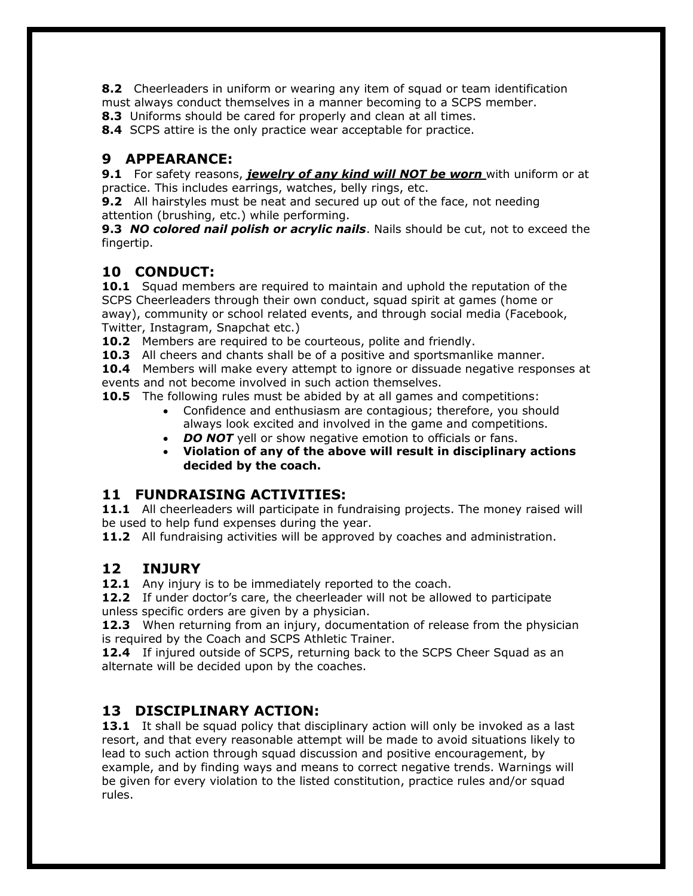**8.2** Cheerleaders in uniform or wearing any item of squad or team identification must always conduct themselves in a manner becoming to a SCPS member.
**8.3** Uniforms should be cared for properly and clean at all times.
**8.4** SCPS attire is the only practice wear acceptable for practice.

## 9 APPEARANCE:

**9.1** For safety reasons, ***jewelry of any kind will NOT be worn*** with uniform or at practice. This includes earrings, watches, belly rings, etc.
**9.2** All hairstyles must be neat and secured up out of the face, not needing attention (brushing, etc.) while performing.
**9.3** ***NO colored nail polish or acrylic nails***. Nails should be cut, not to exceed the fingertip.

## 10 CONDUCT:

**10.1** Squad members are required to maintain and uphold the reputation of the SCPS Cheerleaders through their own conduct, squad spirit at games (home or away), community or school related events, and through social media (Facebook, Twitter, Instagram, Snapchat etc.)
**10.2** Members are required to be courteous, polite and friendly.
**10.3** All cheers and chants shall be of a positive and sportsmanlike manner.
**10.4** Members will make every attempt to ignore or dissuade negative responses at events and not become involved in such action themselves.
**10.5** The following rules must be abided by at all games and competitions:

- Confidence and enthusiasm are contagious; therefore, you should always look excited and involved in the game and competitions.
- ***DO NOT*** yell or show negative emotion to officials or fans.
- **Violation of any of the above will result in disciplinary actions decided by the coach.**

## 11 FUNDRAISING ACTIVITIES:

**11.1** All cheerleaders will participate in fundraising projects. The money raised will be used to help fund expenses during the year.
**11.2** All fundraising activities will be approved by coaches and administration.

## 12 INJURY

**12.1** Any injury is to be immediately reported to the coach.
**12.2** If under doctor's care, the cheerleader will not be allowed to participate unless specific orders are given by a physician.
**12.3** When returning from an injury, documentation of release from the physician is required by the Coach and SCPS Athletic Trainer.
**12.4** If injured outside of SCPS, returning back to the SCPS Cheer Squad as an alternate will be decided upon by the coaches.

## 13 DISCIPLINARY ACTION:

**13.1** It shall be squad policy that disciplinary action will only be invoked as a last resort, and that every reasonable attempt will be made to avoid situations likely to lead to such action through squad discussion and positive encouragement, by example, and by finding ways and means to correct negative trends. Warnings will be given for every violation to the listed constitution, practice rules and/or squad rules.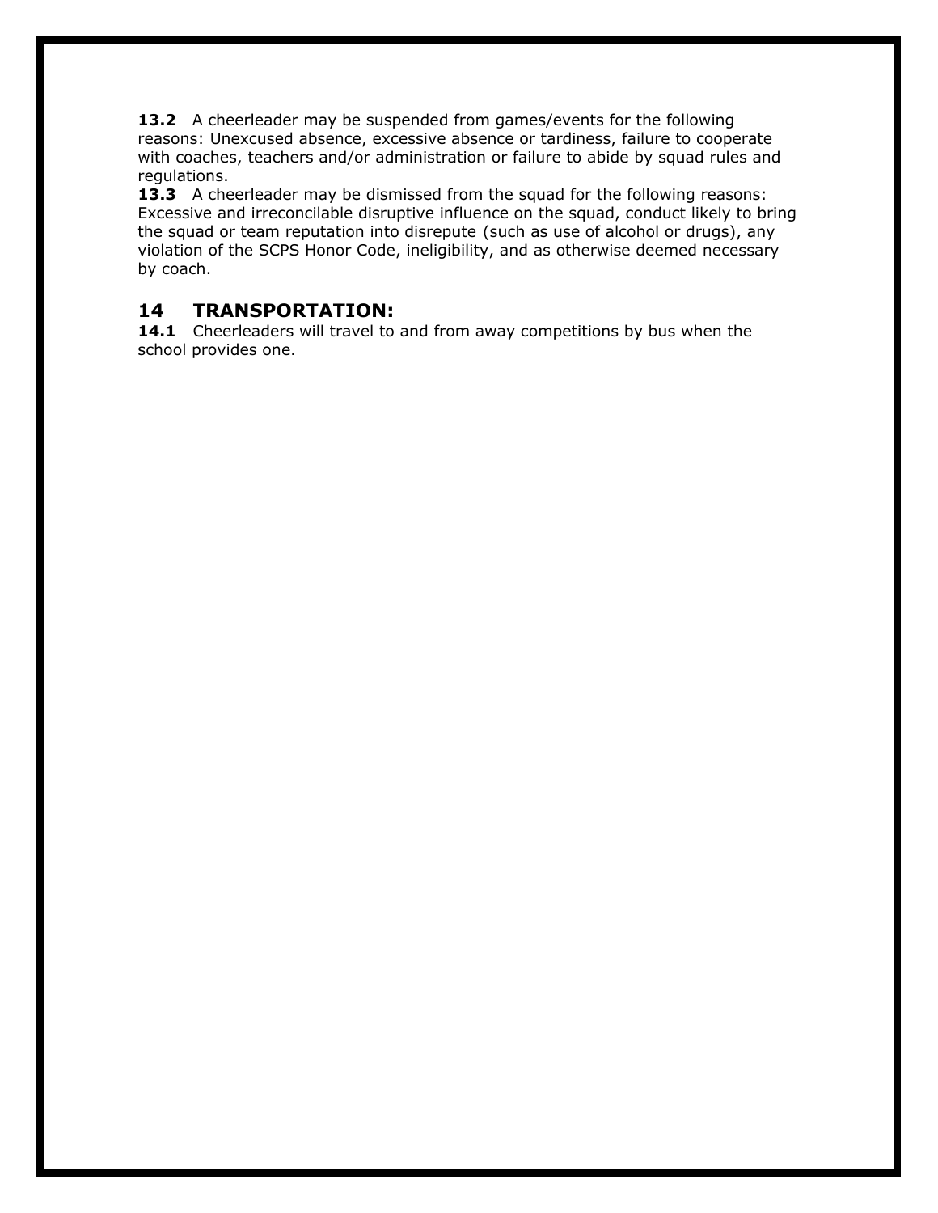**13.2** A cheerleader may be suspended from games/events for the following reasons: Unexcused absence, excessive absence or tardiness, failure to cooperate with coaches, teachers and/or administration or failure to abide by squad rules and regulations.

**13.3** A cheerleader may be dismissed from the squad for the following reasons: Excessive and irreconcilable disruptive influence on the squad, conduct likely to bring the squad or team reputation into disrepute (such as use of alcohol or drugs), any violation of the SCPS Honor Code, ineligibility, and as otherwise deemed necessary by coach.

## 14 TRANSPORTATION:

**14.1** Cheerleaders will travel to and from away competitions by bus when the school provides one.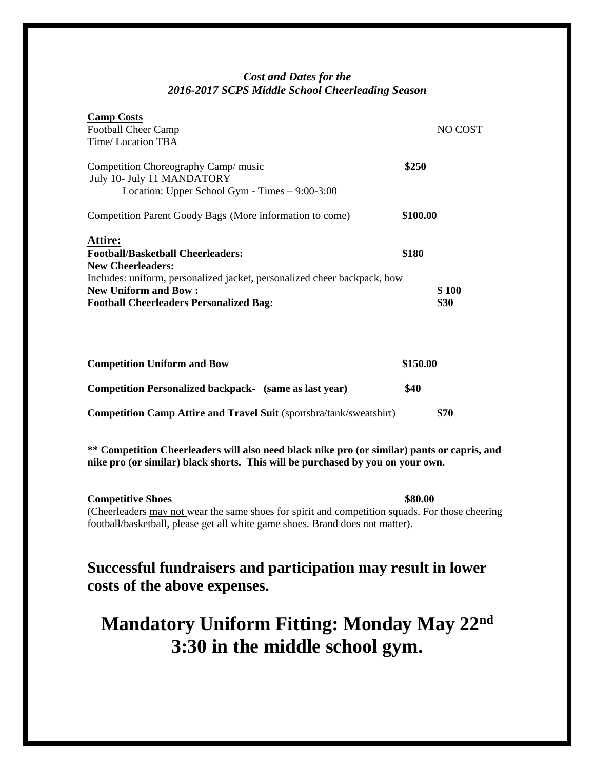*Cost and Dates for the*
*2016-2017 SCPS Middle School Cheerleading Season*

**Camp Costs**

Football Cheer Camp — NO COST
Time/ Location TBA

Competition Choreography Camp/ music — **$250**
July 10- July 11 MANDATORY
Location: Upper School Gym - Times – 9:00-3:00

Competition Parent Goody Bags (More information to come) — **$100.00**

**Attire:**

**Football/Basketball Cheerleaders:** — **$180**
**New Cheerleaders:**
Includes: uniform, personalized jacket, personalized cheer backpack, bow

**New Uniform and Bow :** — **$ 100**

**Football Cheerleaders Personalized Bag:** — **$30**

**Competition Uniform and Bow** — **$150.00**

**Competition Personalized backpack- (same as last year)** — **$40**

**Competition Camp Attire and Travel Suit** (sportsbra/tank/sweatshirt) — **$70**

**** Competition Cheerleaders will also need black nike pro (or similar) pants or capris, and nike pro (or similar) black shorts. This will be purchased by you on your own.**

**Competitive Shoes** — **$80.00**
(Cheerleaders may not wear the same shoes for spirit and competition squads. For those cheering football/basketball, please get all white game shoes. Brand does not matter).

## Successful fundraisers and participation may result in lower costs of the above expenses.

# Mandatory Uniform Fitting: Monday May 22nd 3:30 in the middle school gym.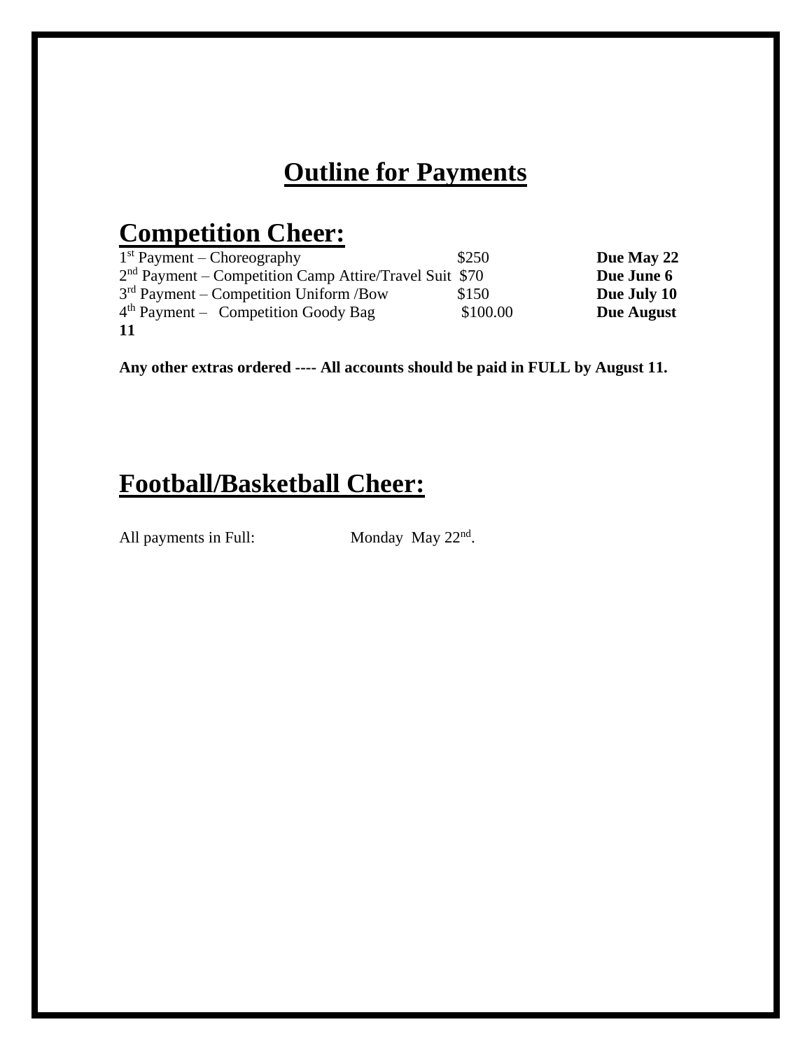# Outline for Payments

## Competition Cheer:

| | | |
|---|---|---|
| 1st Payment – Choreography | $250 | **Due May 22** |
| 2nd Payment – Competition Camp Attire/Travel Suit | $70 | **Due June 6** |
| 3rd Payment – Competition Uniform /Bow | $150 | **Due July 10** |
| 4th Payment – Competition Goody Bag | $100.00 | **Due August 11** |

**Any other extras ordered ---- All accounts should be paid in FULL by August 11.**

## Football/Basketball Cheer:

All payments in Full: Monday May 22nd.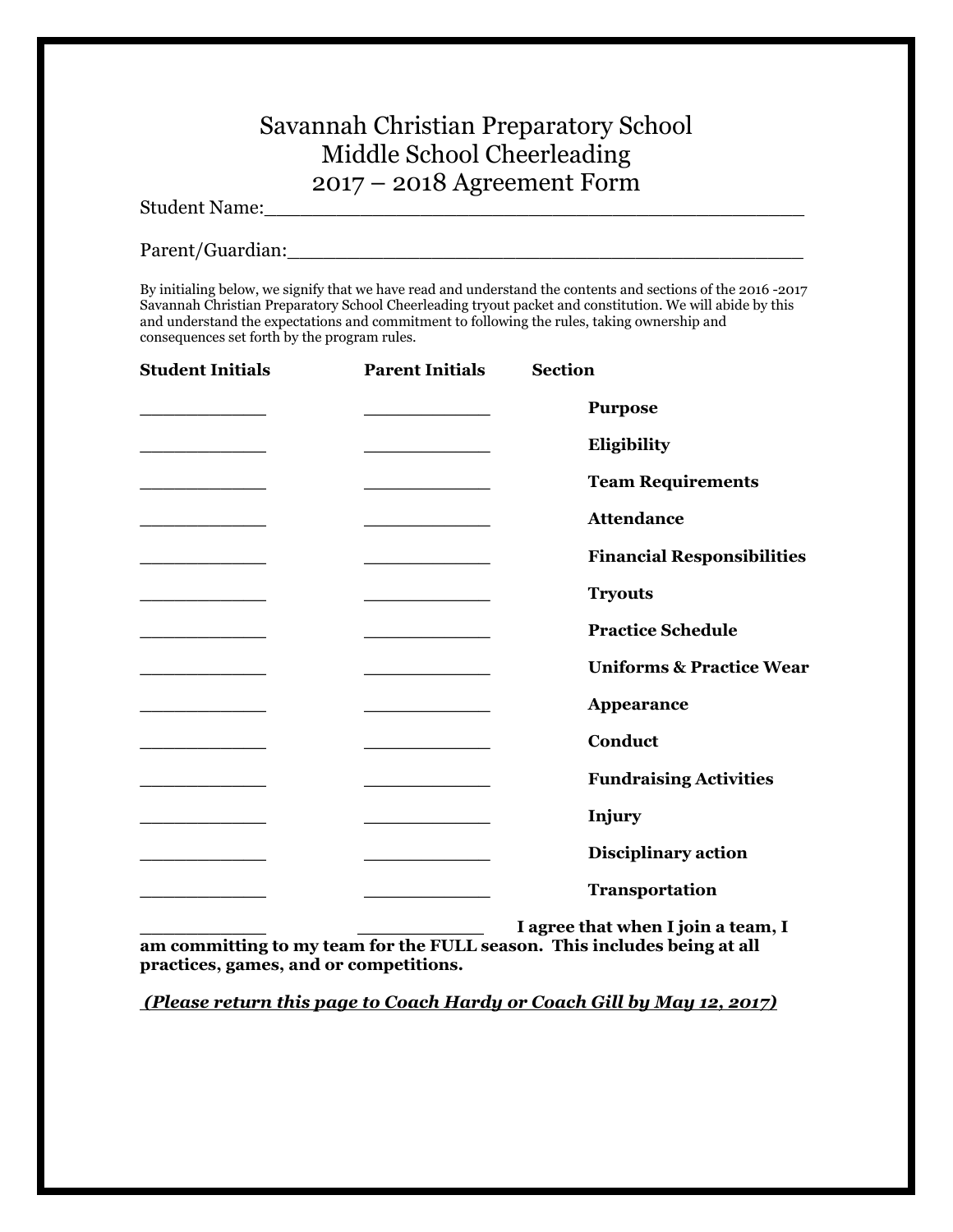# Savannah Christian Preparatory School
# Middle School Cheerleading
# 2017 – 2018 Agreement Form

Student Name:_____________________________________________

Parent/Guardian:__________________________________________

By initialing below, we signify that we have read and understand the contents and sections of the 2016 -2017 Savannah Christian Preparatory School Cheerleading tryout packet and constitution. We will abide by this and understand the expectations and commitment to following the rules, taking ownership and consequences set forth by the program rules.

| Student Initials | Parent Initials | Section |
|---|---|---|
| ____________ | ____________ | **Purpose** |
| ____________ | ____________ | **Eligibility** |
| ____________ | ____________ | **Team Requirements** |
| ____________ | ____________ | **Attendance** |
| ____________ | ____________ | **Financial Responsibilities** |
| ____________ | ____________ | **Tryouts** |
| ____________ | ____________ | **Practice Schedule** |
| ____________ | ____________ | **Uniforms & Practice Wear** |
| ____________ | ____________ | **Appearance** |
| ____________ | ____________ | **Conduct** |
| ____________ | ____________ | **Fundraising Activities** |
| ____________ | ____________ | **Injury** |
| ____________ | ____________ | **Disciplinary action** |
| ____________ | ____________ | **Transportation** |

____________ ____________ **I agree that when I join a team, I am committing to my team for the FULL season. This includes being at all practices, games, and or competitions.**

***(Please return this page to Coach Hardy or Coach Gill by May 12, 2017)***